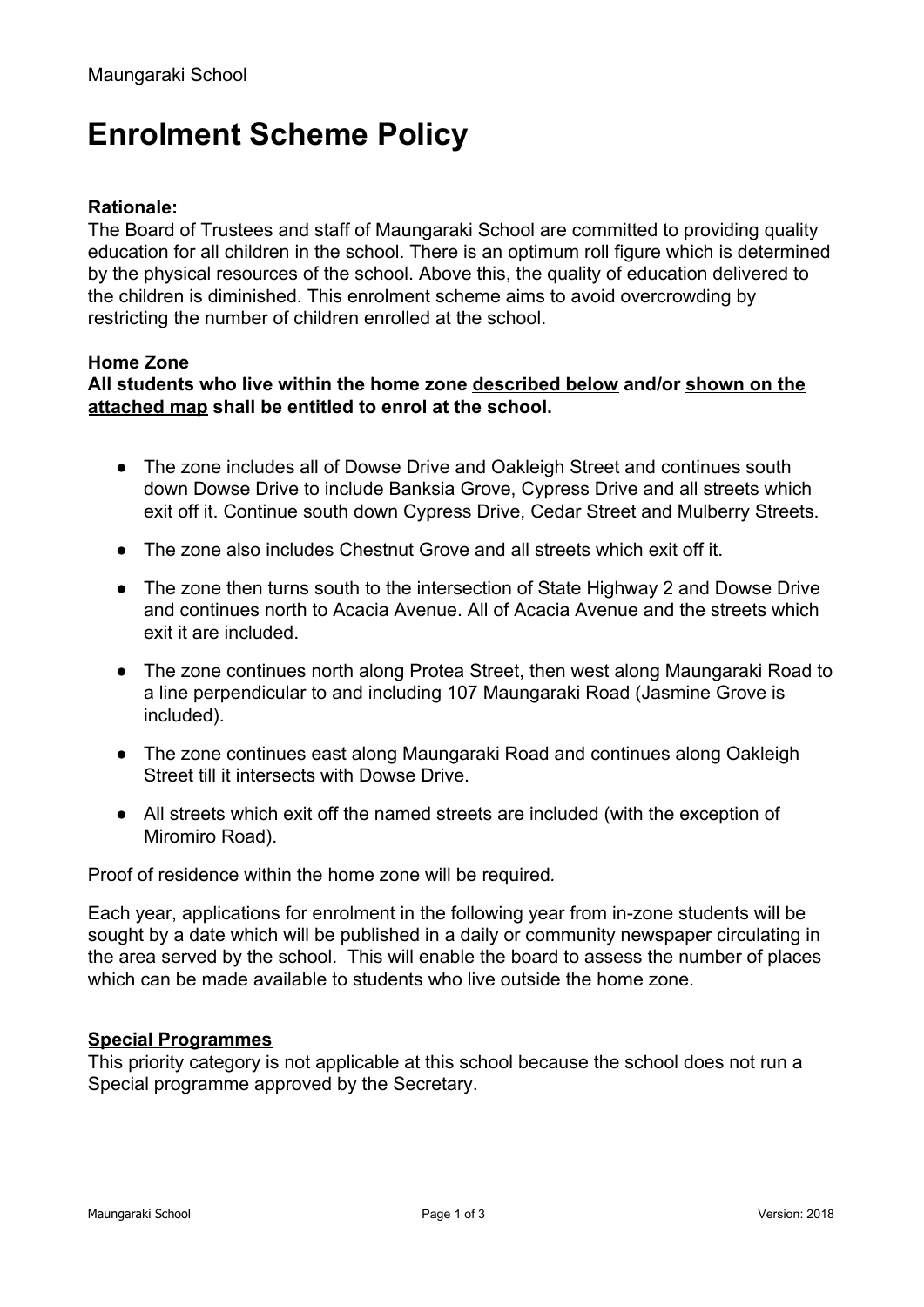Maungaraki School

# Enrolment Scheme Policy

**Rationale:**

The Board of Trustees and staff of Maungaraki School are committed to providing quality education for all children in the school. There is an optimum roll figure which is determined by the physical resources of the school. Above this, the quality of education delivered to the children is diminished. This enrolment scheme aims to avoid overcrowding by restricting the number of children enrolled at the school.

**Home Zone**

**All students who live within the home zone <u>described below</u> and/or <u>shown on the attached map</u> shall be entitled to enrol at the school.**

- The zone includes all of Dowse Drive and Oakleigh Street and continues south down Dowse Drive to include Banksia Grove, Cypress Drive and all streets which exit off it. Continue south down Cypress Drive, Cedar Street and Mulberry Streets.
- The zone also includes Chestnut Grove and all streets which exit off it.
- The zone then turns south to the intersection of State Highway 2 and Dowse Drive and continues north to Acacia Avenue. All of Acacia Avenue and the streets which exit it are included.
- The zone continues north along Protea Street, then west along Maungaraki Road to a line perpendicular to and including 107 Maungaraki Road (Jasmine Grove is included).
- The zone continues east along Maungaraki Road and continues along Oakleigh Street till it intersects with Dowse Drive.
- All streets which exit off the named streets are included (with the exception of Miromiro Road).

Proof of residence within the home zone will be required.

Each year, applications for enrolment in the following year from in-zone students will be sought by a date which will be published in a daily or community newspaper circulating in the area served by the school. This will enable the board to assess the number of places which can be made available to students who live outside the home zone.

**<u>Special Programmes</u>**

This priority category is not applicable at this school because the school does not run a Special programme approved by the Secretary.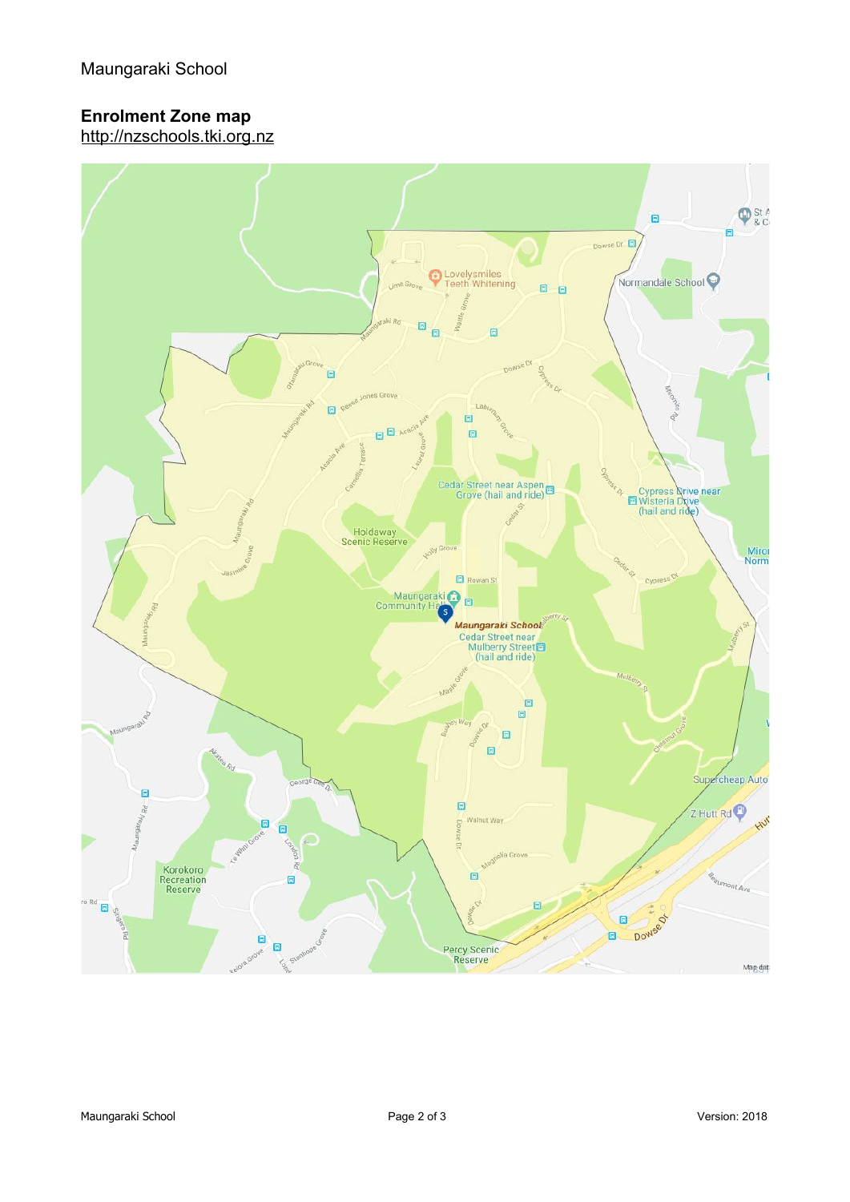Maungaraki School

**Enrolment Zone map**
http://nzschools.tki.org.nz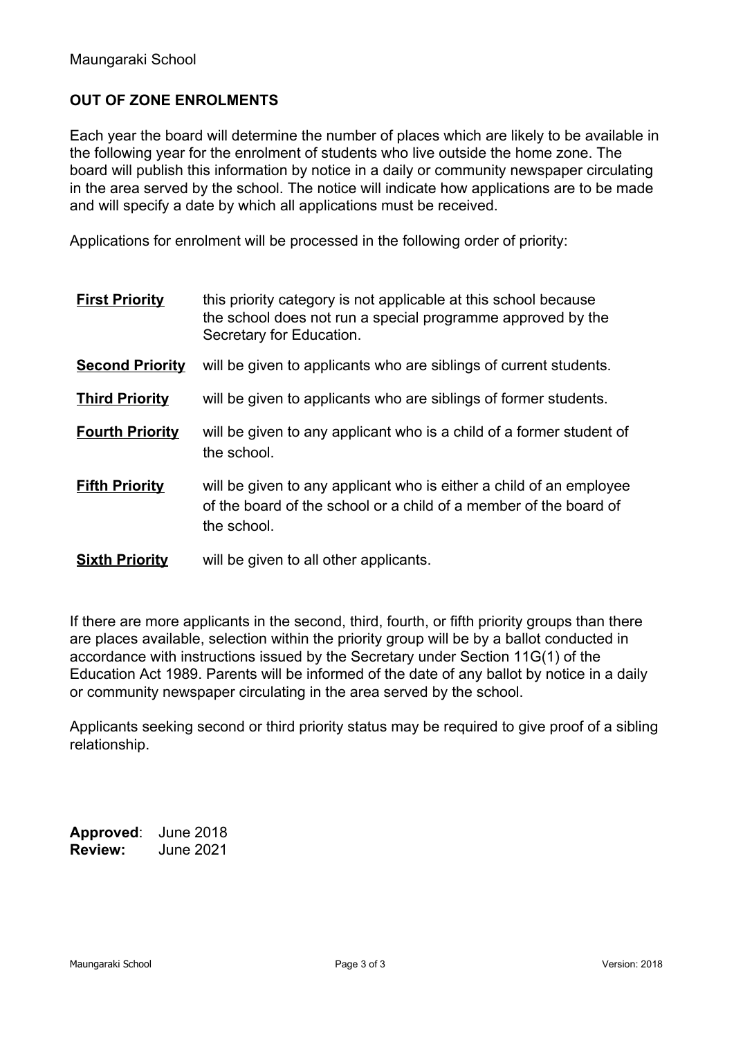Maungaraki School

## OUT OF ZONE ENROLMENTS

Each year the board will determine the number of places which are likely to be available in the following year for the enrolment of students who live outside the home zone. The board will publish this information by notice in a daily or community newspaper circulating in the area served by the school. The notice will indicate how applications are to be made and will specify a date by which all applications must be received.

Applications for enrolment will be processed in the following order of priority:

| | |
|---|---|
| **First Priority** | this priority category is not applicable at this school because the school does not run a special programme approved by the Secretary for Education. |
| **Second Priority** | will be given to applicants who are siblings of current students. |
| **Third Priority** | will be given to applicants who are siblings of former students. |
| **Fourth Priority** | will be given to any applicant who is a child of a former student of the school. |
| **Fifth Priority** | will be given to any applicant who is either a child of an employee of the board of the school or a child of a member of the board of the school. |
| **Sixth Priority** | will be given to all other applicants. |

If there are more applicants in the second, third, fourth, or fifth priority groups than there are places available, selection within the priority group will be by a ballot conducted in accordance with instructions issued by the Secretary under Section 11G(1) of the Education Act 1989. Parents will be informed of the date of any ballot by notice in a daily or community newspaper circulating in the area served by the school.

Applicants seeking second or third priority status may be required to give proof of a sibling relationship.

**Approved**: June 2018
**Review:** June 2021